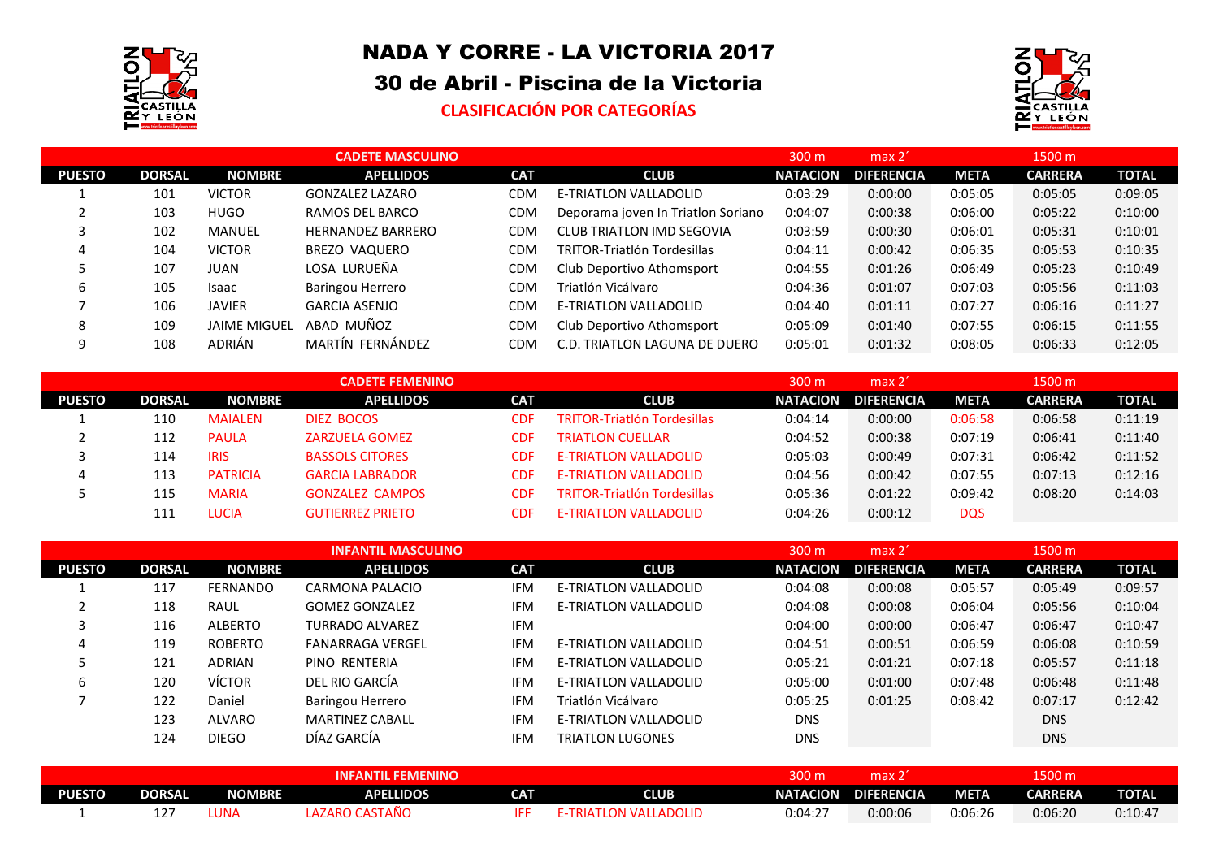# NADA Y CORRE - LA VICTORIA 2017

## 30 de Abril - Piscina de la Victoria

### CLASIFICACIÓN POR CATEGORÍAS

| CADETE MASCULINO | | | | | | 300 m | max 2´ | | 1500 m | |
|---|---|---|---|---|---|---|---|---|---|---|
| PUESTO | DORSAL | NOMBRE | APELLIDOS | CAT | CLUB | NATACION | DIFERENCIA | META | CARRERA | TOTAL |
| 1 | 101 | VICTOR | GONZALEZ LAZARO | CDM | E-TRIATLON VALLADOLID | 0:03:29 | 0:00:00 | 0:05:05 | 0:05:05 | 0:09:05 |
| 2 | 103 | HUGO | RAMOS DEL BARCO | CDM | Deporama joven In Triatlon Soriano | 0:04:07 | 0:00:38 | 0:06:00 | 0:05:22 | 0:10:00 |
| 3 | 102 | MANUEL | HERNANDEZ BARRERO | CDM | CLUB TRIATLON IMD SEGOVIA | 0:03:59 | 0:00:30 | 0:06:01 | 0:05:31 | 0:10:01 |
| 4 | 104 | VICTOR | BREZO VAQUERO | CDM | TRITOR-Triatlón Tordesillas | 0:04:11 | 0:00:42 | 0:06:35 | 0:05:53 | 0:10:35 |
| 5 | 107 | JUAN | LOSA LURUEÑA | CDM | Club Deportivo Athomsport | 0:04:55 | 0:01:26 | 0:06:49 | 0:05:23 | 0:10:49 |
| 6 | 105 | Isaac | Baringou Herrero | CDM | Triatlón Vicálvaro | 0:04:36 | 0:01:07 | 0:07:03 | 0:05:56 | 0:11:03 |
| 7 | 106 | JAVIER | GARCIA ASENJO | CDM | E-TRIATLON VALLADOLID | 0:04:40 | 0:01:11 | 0:07:27 | 0:06:16 | 0:11:27 |
| 8 | 109 | JAIME MIGUEL | ABAD MUÑOZ | CDM | Club Deportivo Athomsport | 0:05:09 | 0:01:40 | 0:07:55 | 0:06:15 | 0:11:55 |
| 9 | 108 | ADRIÁN | MARTÍN FERNÁNDEZ | CDM | C.D. TRIATLON LAGUNA DE DUERO | 0:05:01 | 0:01:32 | 0:08:05 | 0:06:33 | 0:12:05 |

| CADETE FEMENINO | | | | | | 300 m | max 2´ | | 1500 m | |
|---|---|---|---|---|---|---|---|---|---|---|
| PUESTO | DORSAL | NOMBRE | APELLIDOS | CAT | CLUB | NATACION | DIFERENCIA | META | CARRERA | TOTAL |
| 1 | 110 | MAIALEN | DIEZ BOCOS | CDF | TRITOR-Triatlón Tordesillas | 0:04:14 | 0:00:00 | 0:06:58 | 0:06:58 | 0:11:19 |
| 2 | 112 | PAULA | ZARZUELA GOMEZ | CDF | TRIATLON CUELLAR | 0:04:52 | 0:00:38 | 0:07:19 | 0:06:41 | 0:11:40 |
| 3 | 114 | IRIS | BASSOLS CITORES | CDF | E-TRIATLON VALLADOLID | 0:05:03 | 0:00:49 | 0:07:31 | 0:06:42 | 0:11:52 |
| 4 | 113 | PATRICIA | GARCIA LABRADOR | CDF | E-TRIATLON VALLADOLID | 0:04:56 | 0:00:42 | 0:07:55 | 0:07:13 | 0:12:16 |
| 5 | 115 | MARIA | GONZALEZ CAMPOS | CDF | TRITOR-Triatlón Tordesillas | 0:05:36 | 0:01:22 | 0:09:42 | 0:08:20 | 0:14:03 |
| | 111 | LUCIA | GUTIERREZ PRIETO | CDF | E-TRIATLON VALLADOLID | 0:04:26 | 0:00:12 | DQS | | |

| INFANTIL MASCULINO | | | | | | 300 m | max 2´ | | 1500 m | |
|---|---|---|---|---|---|---|---|---|---|---|
| PUESTO | DORSAL | NOMBRE | APELLIDOS | CAT | CLUB | NATACION | DIFERENCIA | META | CARRERA | TOTAL |
| 1 | 117 | FERNANDO | CARMONA PALACIO | IFM | E-TRIATLON VALLADOLID | 0:04:08 | 0:00:08 | 0:05:57 | 0:05:49 | 0:09:57 |
| 2 | 118 | RAUL | GOMEZ GONZALEZ | IFM | E-TRIATLON VALLADOLID | 0:04:08 | 0:00:08 | 0:06:04 | 0:05:56 | 0:10:04 |
| 3 | 116 | ALBERTO | TURRADO ALVAREZ | IFM | | 0:04:00 | 0:00:00 | 0:06:47 | 0:06:47 | 0:10:47 |
| 4 | 119 | ROBERTO | FANARRAGA VERGEL | IFM | E-TRIATLON VALLADOLID | 0:04:51 | 0:00:51 | 0:06:59 | 0:06:08 | 0:10:59 |
| 5 | 121 | ADRIAN | PINO RENTERIA | IFM | E-TRIATLON VALLADOLID | 0:05:21 | 0:01:21 | 0:07:18 | 0:05:57 | 0:11:18 |
| 6 | 120 | VÍCTOR | DEL RIO GARCÍA | IFM | E-TRIATLON VALLADOLID | 0:05:00 | 0:01:00 | 0:07:48 | 0:06:48 | 0:11:48 |
| 7 | 122 | Daniel | Baringou Herrero | IFM | Triatlón Vicálvaro | 0:05:25 | 0:01:25 | 0:08:42 | 0:07:17 | 0:12:42 |
| | 123 | ALVARO | MARTINEZ CABALL | IFM | E-TRIATLON VALLADOLID | DNS | | | DNS | |
| | 124 | DIEGO | DÍAZ GARCÍA | IFM | TRIATLON LUGONES | DNS | | | DNS | |

| INFANTIL FEMENINO | | | | | | 300 m | max 2´ | | 1500 m | |
|---|---|---|---|---|---|---|---|---|---|---|
| PUESTO | DORSAL | NOMBRE | APELLIDOS | CAT | CLUB | NATACION | DIFERENCIA | META | CARRERA | TOTAL |
| 1 | 127 | LUNA | LAZARO CASTAÑO | IFF | E-TRIATLON VALLADOLID | 0:04:27 | 0:00:06 | 0:06:26 | 0:06:20 | 0:10:47 |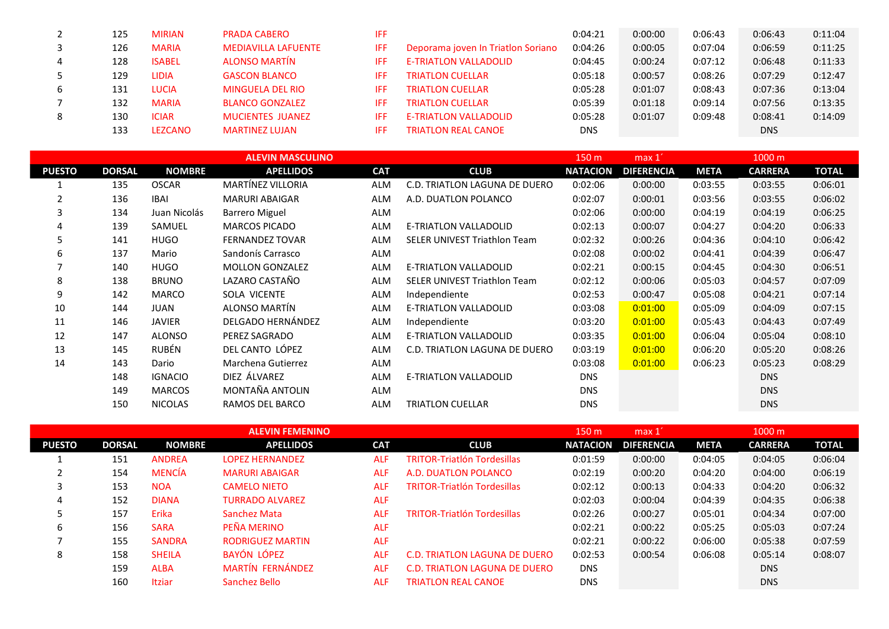| | | | | | | | | | | |
|---|---|---|---|---|---|---|---|---|---|---|
| 2 | 125 | MIRIAN | PRADA CABERO | IFF | | 0:04:21 | 0:00:00 | 0:06:43 | 0:06:43 | 0:11:04 |
| 3 | 126 | MARIA | MEDIAVILLA LAFUENTE | IFF | Deporama joven In Triatlon Soriano | 0:04:26 | 0:00:05 | 0:07:04 | 0:06:59 | 0:11:25 |
| 4 | 128 | ISABEL | ALONSO MARTÍN | IFF | E-TRIATLON VALLADOLID | 0:04:45 | 0:00:24 | 0:07:12 | 0:06:48 | 0:11:33 |
| 5 | 129 | LIDIA | GASCON BLANCO | IFF | TRIATLON CUELLAR | 0:05:18 | 0:00:57 | 0:08:26 | 0:07:29 | 0:12:47 |
| 6 | 131 | LUCIA | MINGUELA DEL RIO | IFF | TRIATLON CUELLAR | 0:05:28 | 0:01:07 | 0:08:43 | 0:07:36 | 0:13:04 |
| 7 | 132 | MARIA | BLANCO GONZALEZ | IFF | TRIATLON CUELLAR | 0:05:39 | 0:01:18 | 0:09:14 | 0:07:56 | 0:13:35 |
| 8 | 130 | ICIAR | MUCIENTES JUANEZ | IFF | E-TRIATLON VALLADOLID | 0:05:28 | 0:01:07 | 0:09:48 | 0:08:41 | 0:14:09 |
| | 133 | LEZCANO | MARTINEZ LUJAN | IFF | TRIATLON REAL CANOE | DNS | | | DNS | |

| | | | ALEVIN MASCULINO | | | 150 m | max 1´ | | 1000 m | |
|---|---|---|---|---|---|---|---|---|---|---|
| **PUESTO** | **DORSAL** | **NOMBRE** | **APELLIDOS** | **CAT** | **CLUB** | **NATACION** | **DIFERENCIA** | **META** | **CARRERA** | **TOTAL** |
| 1 | 135 | OSCAR | MARTÍNEZ VILLORIA | ALM | C.D. TRIATLON LAGUNA DE DUERO | 0:02:06 | 0:00:00 | 0:03:55 | 0:03:55 | 0:06:01 |
| 2 | 136 | IBAI | MARURI ABAIGAR | ALM | A.D. DUATLON POLANCO | 0:02:07 | 0:00:01 | 0:03:56 | 0:03:55 | 0:06:02 |
| 3 | 134 | Juan Nicolás | Barrero Miguel | ALM | | 0:02:06 | 0:00:00 | 0:04:19 | 0:04:19 | 0:06:25 |
| 4 | 139 | SAMUEL | MARCOS PICADO | ALM | E-TRIATLON VALLADOLID | 0:02:13 | 0:00:07 | 0:04:27 | 0:04:20 | 0:06:33 |
| 5 | 141 | HUGO | FERNANDEZ TOVAR | ALM | SELER UNIVEST Triathlon Team | 0:02:32 | 0:00:26 | 0:04:36 | 0:04:10 | 0:06:42 |
| 6 | 137 | Mario | Sandonís Carrasco | ALM | | 0:02:08 | 0:00:02 | 0:04:41 | 0:04:39 | 0:06:47 |
| 7 | 140 | HUGO | MOLLON GONZALEZ | ALM | E-TRIATLON VALLADOLID | 0:02:21 | 0:00:15 | 0:04:45 | 0:04:30 | 0:06:51 |
| 8 | 138 | BRUNO | LAZARO CASTAÑO | ALM | SELER UNIVEST Triathlon Team | 0:02:12 | 0:00:06 | 0:05:03 | 0:04:57 | 0:07:09 |
| 9 | 142 | MARCO | SOLA VICENTE | ALM | Independiente | 0:02:53 | 0:00:47 | 0:05:08 | 0:04:21 | 0:07:14 |
| 10 | 144 | JUAN | ALONSO MARTÍN | ALM | E-TRIATLON VALLADOLID | 0:03:08 | 0:01:00 | 0:05:09 | 0:04:09 | 0:07:15 |
| 11 | 146 | JAVIER | DELGADO HERNÁNDEZ | ALM | Independiente | 0:03:20 | 0:01:00 | 0:05:43 | 0:04:43 | 0:07:49 |
| 12 | 147 | ALONSO | PEREZ SAGRADO | ALM | E-TRIATLON VALLADOLID | 0:03:35 | 0:01:00 | 0:06:04 | 0:05:04 | 0:08:10 |
| 13 | 145 | RUBÉN | DEL CANTO LÓPEZ | ALM | C.D. TRIATLON LAGUNA DE DUERO | 0:03:19 | 0:01:00 | 0:06:20 | 0:05:20 | 0:08:26 |
| 14 | 143 | Dario | Marchena Gutierrez | ALM | | 0:03:08 | 0:01:00 | 0:06:23 | 0:05:23 | 0:08:29 |
| | 148 | IGNACIO | DIEZ ÁLVAREZ | ALM | E-TRIATLON VALLADOLID | DNS | | | DNS | |
| | 149 | MARCOS | MONTAÑA ANTOLIN | ALM | | DNS | | | DNS | |
| | 150 | NICOLAS | RAMOS DEL BARCO | ALM | TRIATLON CUELLAR | DNS | | | DNS | |

| | | | ALEVIN FEMENINO | | | 150 m | max 1´ | | 1000 m | |
|---|---|---|---|---|---|---|---|---|---|---|
| **PUESTO** | **DORSAL** | **NOMBRE** | **APELLIDOS** | **CAT** | **CLUB** | **NATACION** | **DIFERENCIA** | **META** | **CARRERA** | **TOTAL** |
| 1 | 151 | ANDREA | LOPEZ HERNANDEZ | ALF | TRITOR-Triatlón Tordesillas | 0:01:59 | 0:00:00 | 0:04:05 | 0:04:05 | 0:06:04 |
| 2 | 154 | MENCÍA | MARURI ABAIGAR | ALF | A.D. DUATLON POLANCO | 0:02:19 | 0:00:20 | 0:04:20 | 0:04:00 | 0:06:19 |
| 3 | 153 | NOA | CAMELO NIETO | ALF | TRITOR-Triatlón Tordesillas | 0:02:12 | 0:00:13 | 0:04:33 | 0:04:20 | 0:06:32 |
| 4 | 152 | DIANA | TURRADO ALVAREZ | ALF | | 0:02:03 | 0:00:04 | 0:04:39 | 0:04:35 | 0:06:38 |
| 5 | 157 | Erika | Sanchez Mata | ALF | TRITOR-Triatlón Tordesillas | 0:02:26 | 0:00:27 | 0:05:01 | 0:04:34 | 0:07:00 |
| 6 | 156 | SARA | PEÑA MERINO | ALF | | 0:02:21 | 0:00:22 | 0:05:25 | 0:05:03 | 0:07:24 |
| 7 | 155 | SANDRA | RODRIGUEZ MARTIN | ALF | | 0:02:21 | 0:00:22 | 0:06:00 | 0:05:38 | 0:07:59 |
| 8 | 158 | SHEILA | BAYÓN LÓPEZ | ALF | C.D. TRIATLON LAGUNA DE DUERO | 0:02:53 | 0:00:54 | 0:06:08 | 0:05:14 | 0:08:07 |
| | 159 | ALBA | MARTÍN FERNÁNDEZ | ALF | C.D. TRIATLON LAGUNA DE DUERO | DNS | | | DNS | |
| | 160 | Itziar | Sanchez Bello | ALF | TRIATLON REAL CANOE | DNS | | | DNS | |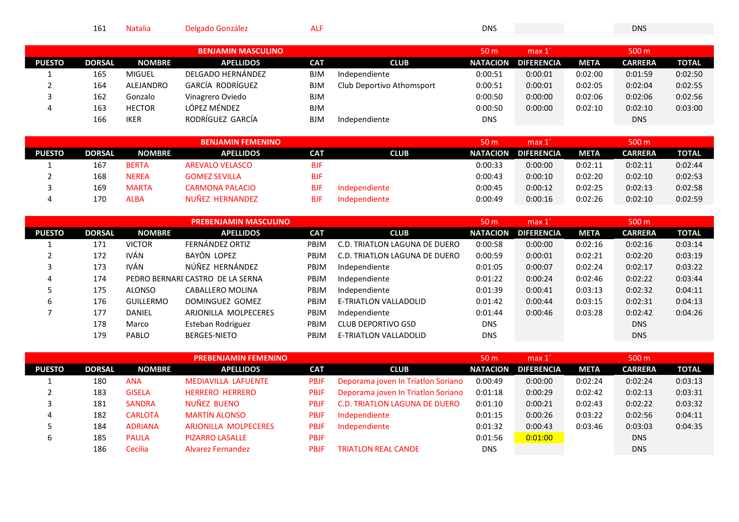| | | | | | | | | | | |
|---|---|---|---|---|---|---|---|---|---|---|
| | 161 | Natalia | Delgado González | ALF | | DNS | | | DNS | |

| | | | BENJAMIN MASCULINO | | | 50 m | max 1´ | | 500 m | |
|---|---|---|---|---|---|---|---|---|---|---|
| **PUESTO** | **DORSAL** | **NOMBRE** | **APELLIDOS** | **CAT** | **CLUB** | **NATACION** | **DIFERENCIA** | **META** | **CARRERA** | **TOTAL** |
| 1 | 165 | MIGUEL | DELGADO HERNÁNDEZ | BJM | Independiente | 0:00:51 | 0:00:01 | 0:02:00 | 0:01:59 | 0:02:50 |
| 2 | 164 | ALEJANDRO | GARCÍA RODRÍGUEZ | BJM | Club Deportivo Athomsport | 0:00:51 | 0:00:01 | 0:02:05 | 0:02:04 | 0:02:55 |
| 3 | 162 | Gonzalo | Vinagrero Oviedo | BJM | | 0:00:50 | 0:00:00 | 0:02:06 | 0:02:06 | 0:02:56 |
| 4 | 163 | HECTOR | LÓPEZ MÉNDEZ | BJM | | 0:00:50 | 0:00:00 | 0:02:10 | 0:02:10 | 0:03:00 |
| | 166 | IKER | RODRÍGUEZ GARCÍA | BJM | Independiente | DNS | | | DNS | |

| | | | BENJAMIN FEMENINO | | | 50 m | max 1´ | | 500 m | |
|---|---|---|---|---|---|---|---|---|---|---|
| **PUESTO** | **DORSAL** | **NOMBRE** | **APELLIDOS** | **CAT** | **CLUB** | **NATACION** | **DIFERENCIA** | **META** | **CARRERA** | **TOTAL** |
| 1 | 167 | BERTA | AREVALO VELASCO | BJF | | 0:00:33 | 0:00:00 | 0:02:11 | 0:02:11 | 0:02:44 |
| 2 | 168 | NEREA | GOMEZ SEVILLA | BJF | | 0:00:43 | 0:00:10 | 0:02:20 | 0:02:10 | 0:02:53 |
| 3 | 169 | MARTA | CARMONA PALACIO | BJF | Independiente | 0:00:45 | 0:00:12 | 0:02:25 | 0:02:13 | 0:02:58 |
| 4 | 170 | ALBA | NUÑEZ HERNANDEZ | BJF | Independiente | 0:00:49 | 0:00:16 | 0:02:26 | 0:02:10 | 0:02:59 |

| | | | PREBENJAMIN MASCULINO | | | 50 m | max 1´ | | 500 m | |
|---|---|---|---|---|---|---|---|---|---|---|
| **PUESTO** | **DORSAL** | **NOMBRE** | **APELLIDOS** | **CAT** | **CLUB** | **NATACION** | **DIFERENCIA** | **META** | **CARRERA** | **TOTAL** |
| 1 | 171 | VICTOR | FERNÁNDEZ ORTIZ | PBJM | C.D. TRIATLON LAGUNA DE DUERO | 0:00:58 | 0:00:00 | 0:02:16 | 0:02:16 | 0:03:14 |
| 2 | 172 | IVÁN | BAYÓN LOPEZ | PBJM | C.D. TRIATLON LAGUNA DE DUERO | 0:00:59 | 0:00:01 | 0:02:21 | 0:02:20 | 0:03:19 |
| 3 | 173 | IVÁN | NÚÑEZ HERNÁNDEZ | PBJM | Independiente | 0:01:05 | 0:00:07 | 0:02:24 | 0:02:17 | 0:03:22 |
| 4 | 174 | PEDRO BERNARI | CASTRO DE LA SERNA | PBJM | Independiente | 0:01:22 | 0:00:24 | 0:02:46 | 0:02:22 | 0:03:44 |
| 5 | 175 | ALONSO | CABALLERO MOLINA | PBJM | Independiente | 0:01:39 | 0:00:41 | 0:03:13 | 0:02:32 | 0:04:11 |
| 6 | 176 | GUILLERMO | DOMINGUEZ GOMEZ | PBJM | E-TRIATLON VALLADOLID | 0:01:42 | 0:00:44 | 0:03:15 | 0:02:31 | 0:04:13 |
| 7 | 177 | DANIEL | ARJONILLA MOLPECERES | PBJM | Independiente | 0:01:44 | 0:00:46 | 0:03:28 | 0:02:42 | 0:04:26 |
| | 178 | Marco | Esteban Rodríguez | PBJM | CLUB DEPORTIVO GSD | DNS | | | DNS | |
| | 179 | PABLO | BERGES-NIETO | PBJM | E-TRIATLON VALLADOLID | DNS | | | DNS | |

| | | | PREBENJAMIN FEMENINO | | | 50 m | max 1´ | | 500 m | |
|---|---|---|---|---|---|---|---|---|---|---|
| **PUESTO** | **DORSAL** | **NOMBRE** | **APELLIDOS** | **CAT** | **CLUB** | **NATACION** | **DIFERENCIA** | **META** | **CARRERA** | **TOTAL** |
| 1 | 180 | ANA | MEDIAVILLA LAFUENTE | PBJF | Deporama joven In Triatlon Soriano | 0:00:49 | 0:00:00 | 0:02:24 | 0:02:24 | 0:03:13 |
| 2 | 183 | GISELA | HERRERO HERRERO | PBJF | Deporama joven In Triatlon Soriano | 0:01:18 | 0:00:29 | 0:02:42 | 0:02:13 | 0:03:31 |
| 3 | 181 | SANDRA | NUÑEZ BUENO | PBJF | C.D. TRIATLON LAGUNA DE DUERO | 0:01:10 | 0:00:21 | 0:02:43 | 0:02:22 | 0:03:32 |
| 4 | 182 | CARLOTA | MARTÍN ALONSO | PBJF | Independiente | 0:01:15 | 0:00:26 | 0:03:22 | 0:02:56 | 0:04:11 |
| 5 | 184 | ADRIANA | ARJONILLA MOLPECERES | PBJF | Independiente | 0:01:32 | 0:00:43 | 0:03:46 | 0:03:03 | 0:04:35 |
| 6 | 185 | PAULA | PIZARRO LASALLE | PBJF | | 0:01:56 | 0:01:00 | | DNS | |
| | 186 | Cecilia | Alvarez Fernandez | PBJF | TRIATLON REAL CANOE | DNS | | | DNS | |